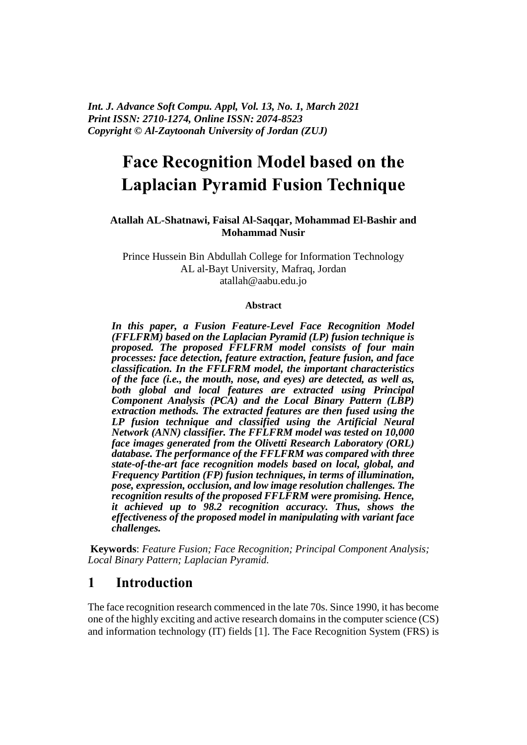*Int. J. Advance Soft Compu. Appl, Vol. 13, No. 1, March 2021*
*Print ISSN: 2710-1274, Online ISSN: 2074-8523*
*Copyright © Al-Zaytoonah University of Jordan (ZUJ)*

# Face Recognition Model based on the Laplacian Pyramid Fusion Technique

**Atallah AL-Shatnawi, Faisal Al-Saqqar, Mohammad El-Bashir and Mohammad Nusir**

Prince Hussein Bin Abdullah College for Information Technology
AL al-Bayt University, Mafraq, Jordan
atallah@aabu.edu.jo

**Abstract**

***In this paper, a Fusion Feature-Level Face Recognition Model (FFLFRM) based on the Laplacian Pyramid (LP) fusion technique is proposed. The proposed FFLFRM model consists of four main processes: face detection, feature extraction, feature fusion, and face classification. In the FFLFRM model, the important characteristics of the face (i.e., the mouth, nose, and eyes) are detected, as well as, both global and local features are extracted using Principal Component Analysis (PCA) and the Local Binary Pattern (LBP) extraction methods. The extracted features are then fused using the LP fusion technique and classified using the Artificial Neural Network (ANN) classifier. The FFLFRM model was tested on 10,000 face images generated from the Olivetti Research Laboratory (ORL) database. The performance of the FFLFRM was compared with three state-of-the-art face recognition models based on local, global, and Frequency Partition (FP) fusion techniques, in terms of illumination, pose, expression, occlusion, and low image resolution challenges. The recognition results of the proposed FFLFRM were promising. Hence, it achieved up to 98.2 recognition accuracy. Thus, shows the effectiveness of the proposed model in manipulating with variant face challenges.***

**Keywords**: *Feature Fusion; Face Recognition; Principal Component Analysis; Local Binary Pattern; Laplacian Pyramid.*

## 1 Introduction

The face recognition research commenced in the late 70s. Since 1990, it has become one of the highly exciting and active research domains in the computer science (CS) and information technology (IT) fields [1]. The Face Recognition System (FRS) is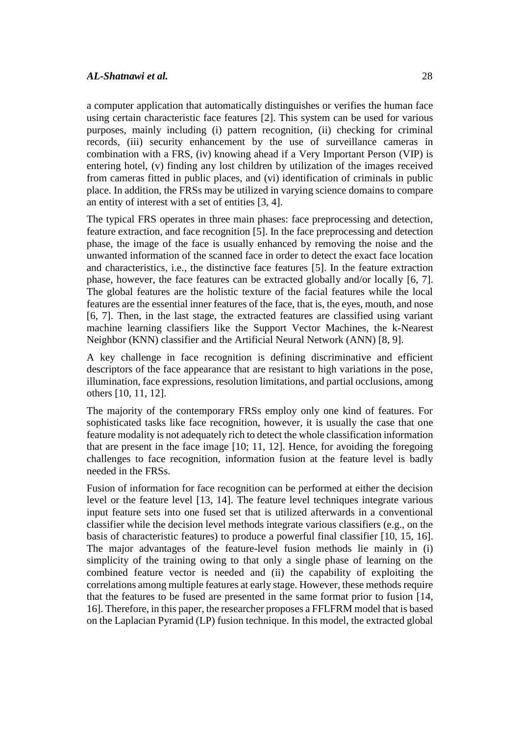a computer application that automatically distinguishes or verifies the human face using certain characteristic face features [2]. This system can be used for various purposes, mainly including (i) pattern recognition, (ii) checking for criminal records, (iii) security enhancement by the use of surveillance cameras in combination with a FRS, (iv) knowing ahead if a Very Important Person (VIP) is entering hotel, (v) finding any lost children by utilization of the images received from cameras fitted in public places, and (vi) identification of criminals in public place. In addition, the FRSs may be utilized in varying science domains to compare an entity of interest with a set of entities [3, 4].

The typical FRS operates in three main phases: face preprocessing and detection, feature extraction, and face recognition [5]. In the face preprocessing and detection phase, the image of the face is usually enhanced by removing the noise and the unwanted information of the scanned face in order to detect the exact face location and characteristics, i.e., the distinctive face features [5]. In the feature extraction phase, however, the face features can be extracted globally and/or locally [6, 7]. The global features are the holistic texture of the facial features while the local features are the essential inner features of the face, that is, the eyes, mouth, and nose [6, 7]. Then, in the last stage, the extracted features are classified using variant machine learning classifiers like the Support Vector Machines, the k-Nearest Neighbor (KNN) classifier and the Artificial Neural Network (ANN) [8, 9].

A key challenge in face recognition is defining discriminative and efficient descriptors of the face appearance that are resistant to high variations in the pose, illumination, face expressions, resolution limitations, and partial occlusions, among others [10, 11, 12].

The majority of the contemporary FRSs employ only one kind of features. For sophisticated tasks like face recognition, however, it is usually the case that one feature modality is not adequately rich to detect the whole classification information that are present in the face image [10; 11, 12]. Hence, for avoiding the foregoing challenges to face recognition, information fusion at the feature level is badly needed in the FRSs.

Fusion of information for face recognition can be performed at either the decision level or the feature level [13, 14]. The feature level techniques integrate various input feature sets into one fused set that is utilized afterwards in a conventional classifier while the decision level methods integrate various classifiers (e.g., on the basis of characteristic features) to produce a powerful final classifier [10, 15, 16]. The major advantages of the feature-level fusion methods lie mainly in (i) simplicity of the training owing to that only a single phase of learning on the combined feature vector is needed and (ii) the capability of exploiting the correlations among multiple features at early stage. However, these methods require that the features to be fused are presented in the same format prior to fusion [14, 16]. Therefore, in this paper, the researcher proposes a FFLFRM model that is based on the Laplacian Pyramid (LP) fusion technique. In this model, the extracted global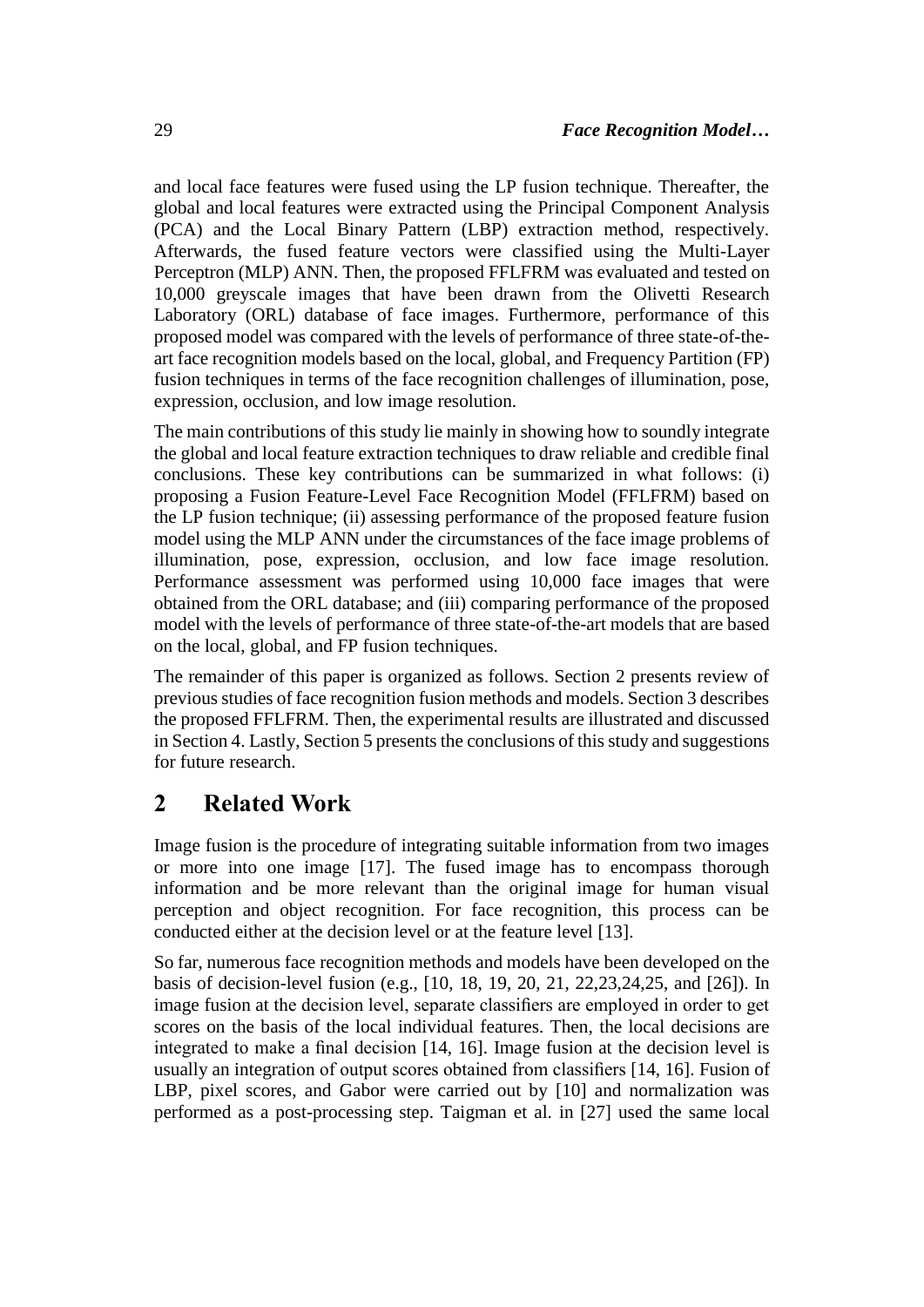and local face features were fused using the LP fusion technique. Thereafter, the global and local features were extracted using the Principal Component Analysis (PCA) and the Local Binary Pattern (LBP) extraction method, respectively. Afterwards, the fused feature vectors were classified using the Multi-Layer Perceptron (MLP) ANN. Then, the proposed FFLFRM was evaluated and tested on 10,000 greyscale images that have been drawn from the Olivetti Research Laboratory (ORL) database of face images. Furthermore, performance of this proposed model was compared with the levels of performance of three state-of-the-art face recognition models based on the local, global, and Frequency Partition (FP) fusion techniques in terms of the face recognition challenges of illumination, pose, expression, occlusion, and low image resolution.

The main contributions of this study lie mainly in showing how to soundly integrate the global and local feature extraction techniques to draw reliable and credible final conclusions. These key contributions can be summarized in what follows: (i) proposing a Fusion Feature-Level Face Recognition Model (FFLFRM) based on the LP fusion technique; (ii) assessing performance of the proposed feature fusion model using the MLP ANN under the circumstances of the face image problems of illumination, pose, expression, occlusion, and low face image resolution. Performance assessment was performed using 10,000 face images that were obtained from the ORL database; and (iii) comparing performance of the proposed model with the levels of performance of three state-of-the-art models that are based on the local, global, and FP fusion techniques.

The remainder of this paper is organized as follows. Section 2 presents review of previous studies of face recognition fusion methods and models. Section 3 describes the proposed FFLFRM. Then, the experimental results are illustrated and discussed in Section 4. Lastly, Section 5 presents the conclusions of this study and suggestions for future research.

## 2 Related Work

Image fusion is the procedure of integrating suitable information from two images or more into one image [17]. The fused image has to encompass thorough information and be more relevant than the original image for human visual perception and object recognition. For face recognition, this process can be conducted either at the decision level or at the feature level [13].

So far, numerous face recognition methods and models have been developed on the basis of decision-level fusion (e.g., [10, 18, 19, 20, 21, 22,23,24,25, and [26]). In image fusion at the decision level, separate classifiers are employed in order to get scores on the basis of the local individual features. Then, the local decisions are integrated to make a final decision [14, 16]. Image fusion at the decision level is usually an integration of output scores obtained from classifiers [14, 16]. Fusion of LBP, pixel scores, and Gabor were carried out by [10] and normalization was performed as a post-processing step. Taigman et al. in [27] used the same local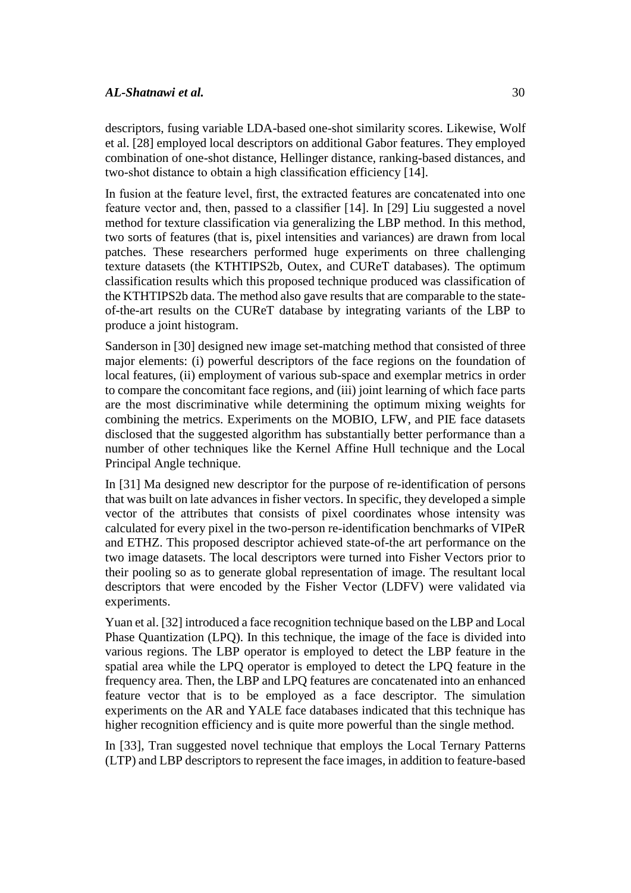descriptors, fusing variable LDA-based one-shot similarity scores. Likewise, Wolf et al. [28] employed local descriptors on additional Gabor features. They employed combination of one-shot distance, Hellinger distance, ranking-based distances, and two-shot distance to obtain a high classification efficiency [14].

In fusion at the feature level, first, the extracted features are concatenated into one feature vector and, then, passed to a classifier [14]. In [29] Liu suggested a novel method for texture classification via generalizing the LBP method. In this method, two sorts of features (that is, pixel intensities and variances) are drawn from local patches. These researchers performed huge experiments on three challenging texture datasets (the KTHTIPS2b, Outex, and CUReT databases). The optimum classification results which this proposed technique produced was classification of the KTHTIPS2b data. The method also gave results that are comparable to the state-of-the-art results on the CUReT database by integrating variants of the LBP to produce a joint histogram.

Sanderson in [30] designed new image set-matching method that consisted of three major elements: (i) powerful descriptors of the face regions on the foundation of local features, (ii) employment of various sub-space and exemplar metrics in order to compare the concomitant face regions, and (iii) joint learning of which face parts are the most discriminative while determining the optimum mixing weights for combining the metrics. Experiments on the MOBIO, LFW, and PIE face datasets disclosed that the suggested algorithm has substantially better performance than a number of other techniques like the Kernel Affine Hull technique and the Local Principal Angle technique.

In [31] Ma designed new descriptor for the purpose of re-identification of persons that was built on late advances in fisher vectors. In specific, they developed a simple vector of the attributes that consists of pixel coordinates whose intensity was calculated for every pixel in the two-person re-identification benchmarks of VIPeR and ETHZ. This proposed descriptor achieved state-of-the art performance on the two image datasets. The local descriptors were turned into Fisher Vectors prior to their pooling so as to generate global representation of image. The resultant local descriptors that were encoded by the Fisher Vector (LDFV) were validated via experiments.

Yuan et al. [32] introduced a face recognition technique based on the LBP and Local Phase Quantization (LPQ). In this technique, the image of the face is divided into various regions. The LBP operator is employed to detect the LBP feature in the spatial area while the LPQ operator is employed to detect the LPQ feature in the frequency area. Then, the LBP and LPQ features are concatenated into an enhanced feature vector that is to be employed as a face descriptor. The simulation experiments on the AR and YALE face databases indicated that this technique has higher recognition efficiency and is quite more powerful than the single method.

In [33], Tran suggested novel technique that employs the Local Ternary Patterns (LTP) and LBP descriptors to represent the face images, in addition to feature-based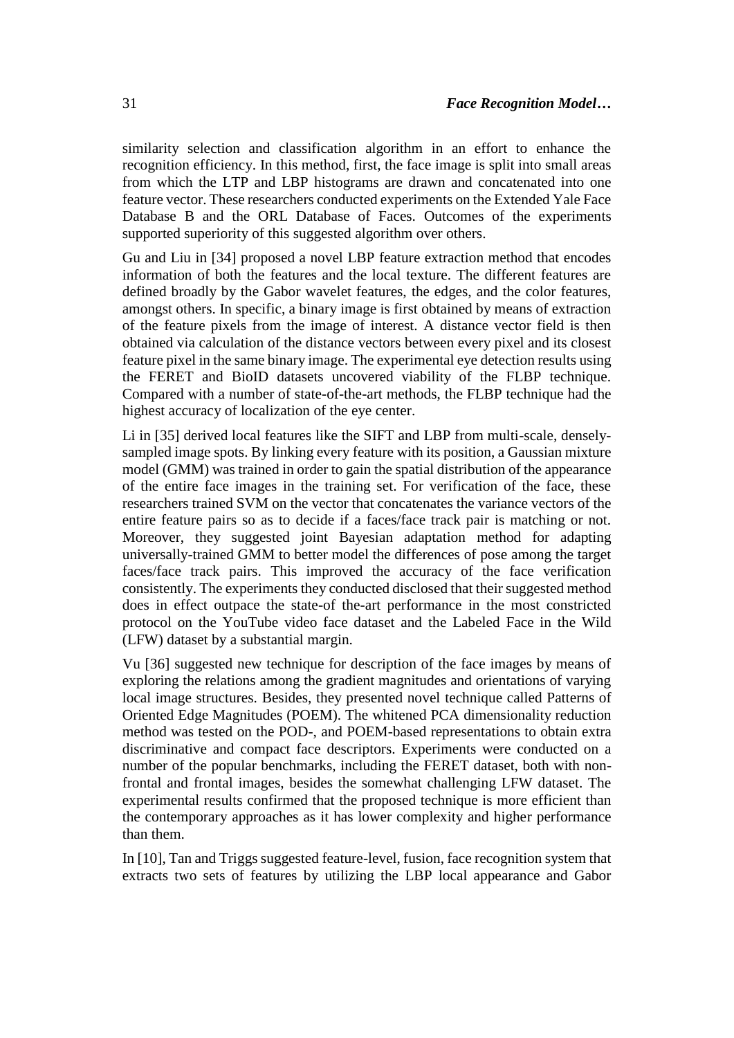similarity selection and classification algorithm in an effort to enhance the recognition efficiency. In this method, first, the face image is split into small areas from which the LTP and LBP histograms are drawn and concatenated into one feature vector. These researchers conducted experiments on the Extended Yale Face Database B and the ORL Database of Faces. Outcomes of the experiments supported superiority of this suggested algorithm over others.

Gu and Liu in [34] proposed a novel LBP feature extraction method that encodes information of both the features and the local texture. The different features are defined broadly by the Gabor wavelet features, the edges, and the color features, amongst others. In specific, a binary image is first obtained by means of extraction of the feature pixels from the image of interest. A distance vector field is then obtained via calculation of the distance vectors between every pixel and its closest feature pixel in the same binary image. The experimental eye detection results using the FERET and BioID datasets uncovered viability of the FLBP technique. Compared with a number of state-of-the-art methods, the FLBP technique had the highest accuracy of localization of the eye center.

Li in [35] derived local features like the SIFT and LBP from multi-scale, densely-sampled image spots. By linking every feature with its position, a Gaussian mixture model (GMM) was trained in order to gain the spatial distribution of the appearance of the entire face images in the training set. For verification of the face, these researchers trained SVM on the vector that concatenates the variance vectors of the entire feature pairs so as to decide if a faces/face track pair is matching or not. Moreover, they suggested joint Bayesian adaptation method for adapting universally-trained GMM to better model the differences of pose among the target faces/face track pairs. This improved the accuracy of the face verification consistently. The experiments they conducted disclosed that their suggested method does in effect outpace the state-of the-art performance in the most constricted protocol on the YouTube video face dataset and the Labeled Face in the Wild (LFW) dataset by a substantial margin.

Vu [36] suggested new technique for description of the face images by means of exploring the relations among the gradient magnitudes and orientations of varying local image structures. Besides, they presented novel technique called Patterns of Oriented Edge Magnitudes (POEM). The whitened PCA dimensionality reduction method was tested on the POD-, and POEM-based representations to obtain extra discriminative and compact face descriptors. Experiments were conducted on a number of the popular benchmarks, including the FERET dataset, both with non-frontal and frontal images, besides the somewhat challenging LFW dataset. The experimental results confirmed that the proposed technique is more efficient than the contemporary approaches as it has lower complexity and higher performance than them.

In [10], Tan and Triggs suggested feature-level, fusion, face recognition system that extracts two sets of features by utilizing the LBP local appearance and Gabor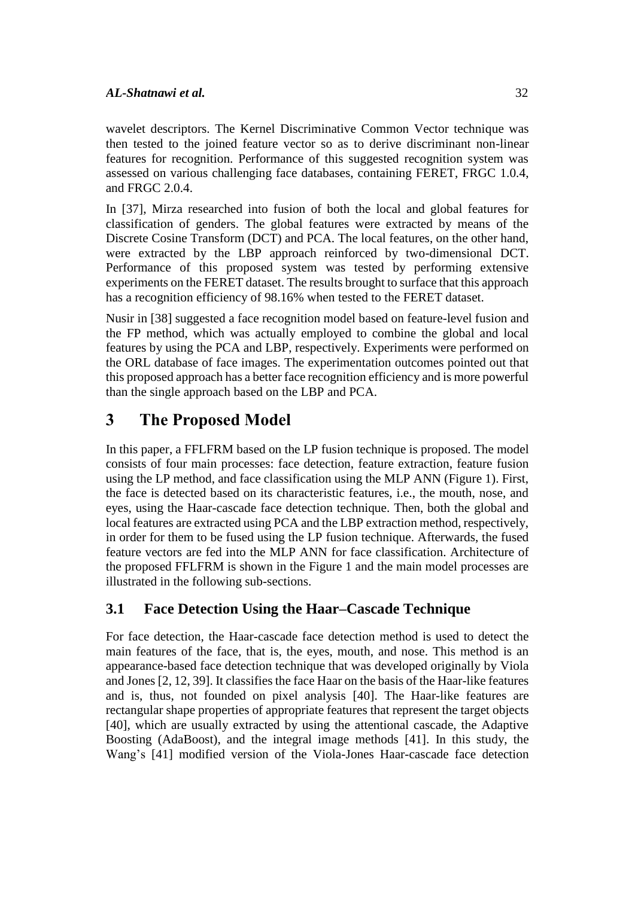wavelet descriptors. The Kernel Discriminative Common Vector technique was then tested to the joined feature vector so as to derive discriminant non-linear features for recognition. Performance of this suggested recognition system was assessed on various challenging face databases, containing FERET, FRGC 1.0.4, and FRGC 2.0.4.

In [37], Mirza researched into fusion of both the local and global features for classification of genders. The global features were extracted by means of the Discrete Cosine Transform (DCT) and PCA. The local features, on the other hand, were extracted by the LBP approach reinforced by two-dimensional DCT. Performance of this proposed system was tested by performing extensive experiments on the FERET dataset. The results brought to surface that this approach has a recognition efficiency of 98.16% when tested to the FERET dataset.

Nusir in [38] suggested a face recognition model based on feature-level fusion and the FP method, which was actually employed to combine the global and local features by using the PCA and LBP, respectively. Experiments were performed on the ORL database of face images. The experimentation outcomes pointed out that this proposed approach has a better face recognition efficiency and is more powerful than the single approach based on the LBP and PCA.

# 3 The Proposed Model

In this paper, a FFLFRM based on the LP fusion technique is proposed. The model consists of four main processes: face detection, feature extraction, feature fusion using the LP method, and face classification using the MLP ANN (Figure 1). First, the face is detected based on its characteristic features, i.e., the mouth, nose, and eyes, using the Haar-cascade face detection technique. Then, both the global and local features are extracted using PCA and the LBP extraction method, respectively, in order for them to be fused using the LP fusion technique. Afterwards, the fused feature vectors are fed into the MLP ANN for face classification. Architecture of the proposed FFLFRM is shown in the Figure 1 and the main model processes are illustrated in the following sub-sections.

## 3.1 Face Detection Using the Haar–Cascade Technique

For face detection, the Haar-cascade face detection method is used to detect the main features of the face, that is, the eyes, mouth, and nose. This method is an appearance-based face detection technique that was developed originally by Viola and Jones [2, 12, 39]. It classifies the face Haar on the basis of the Haar-like features and is, thus, not founded on pixel analysis [40]. The Haar-like features are rectangular shape properties of appropriate features that represent the target objects [40], which are usually extracted by using the attentional cascade, the Adaptive Boosting (AdaBoost), and the integral image methods [41]. In this study, the Wang's [41] modified version of the Viola-Jones Haar-cascade face detection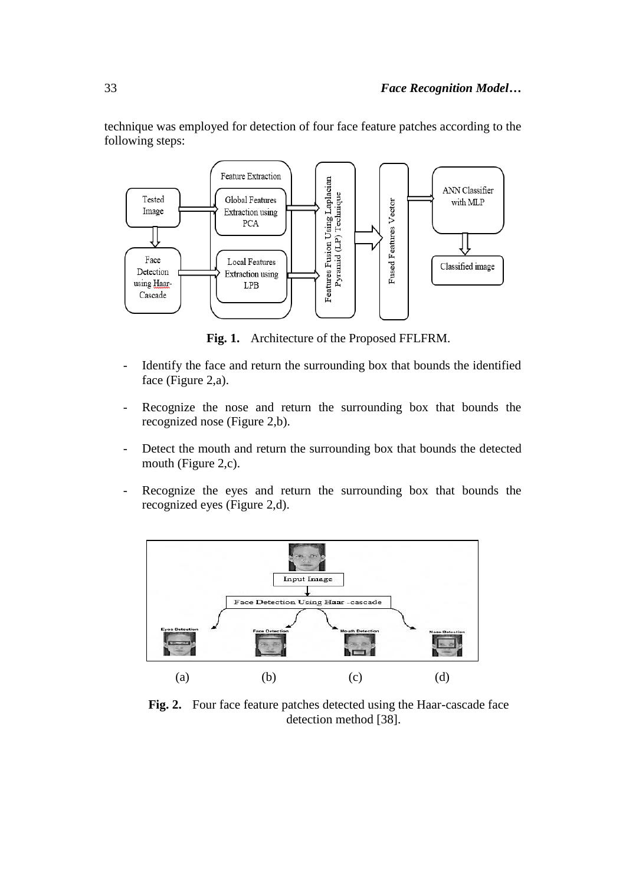technique was employed for detection of four face feature patches according to the following steps:

**Fig. 1.** Architecture of the Proposed FFLFRM.

- Identify the face and return the surrounding box that bounds the identified face (Figure 2,a).
- Recognize the nose and return the surrounding box that bounds the recognized nose (Figure 2,b).
- Detect the mouth and return the surrounding box that bounds the detected mouth (Figure 2,c).
- Recognize the eyes and return the surrounding box that bounds the recognized eyes (Figure 2,d).

(a) (b) (c) (d)

**Fig. 2.** Four face feature patches detected using the Haar-cascade face detection method [38].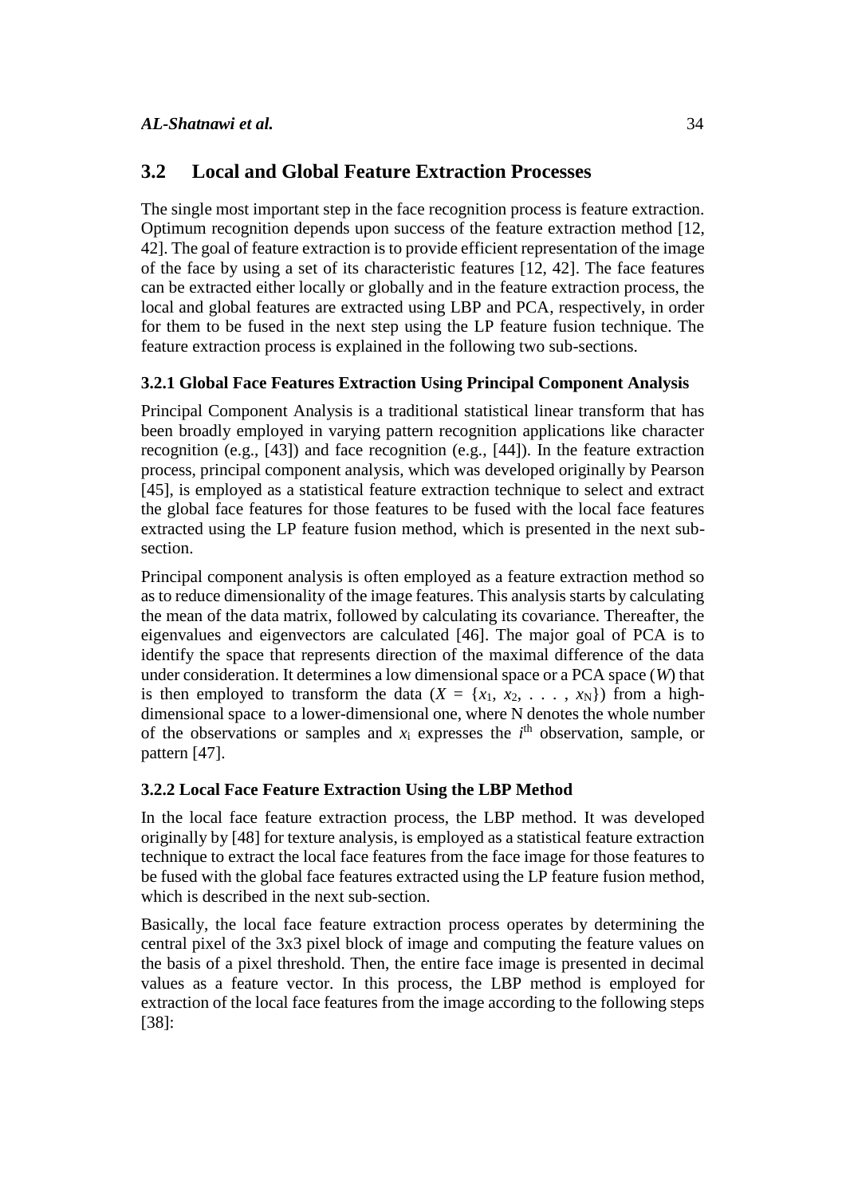## 3.2 Local and Global Feature Extraction Processes

The single most important step in the face recognition process is feature extraction. Optimum recognition depends upon success of the feature extraction method [12, 42]. The goal of feature extraction is to provide efficient representation of the image of the face by using a set of its characteristic features [12, 42]. The face features can be extracted either locally or globally and in the feature extraction process, the local and global features are extracted using LBP and PCA, respectively, in order for them to be fused in the next step using the LP feature fusion technique. The feature extraction process is explained in the following two sub-sections.

### 3.2.1 Global Face Features Extraction Using Principal Component Analysis

Principal Component Analysis is a traditional statistical linear transform that has been broadly employed in varying pattern recognition applications like character recognition (e.g., [43]) and face recognition (e.g., [44]). In the feature extraction process, principal component analysis, which was developed originally by Pearson [45], is employed as a statistical feature extraction technique to select and extract the global face features for those features to be fused with the local face features extracted using the LP feature fusion method, which is presented in the next sub-section.

Principal component analysis is often employed as a feature extraction method so as to reduce dimensionality of the image features. This analysis starts by calculating the mean of the data matrix, followed by calculating its covariance. Thereafter, the eigenvalues and eigenvectors are calculated [46]. The major goal of PCA is to identify the space that represents direction of the maximal difference of the data under consideration. It determines a low dimensional space or a PCA space ($W$) that is then employed to transform the data ($X = \{x_1, x_2, \ldots, x_N\}$) from a high-dimensional space to a lower-dimensional one, where N denotes the whole number of the observations or samples and $x_i$ expresses the $i^{th}$ observation, sample, or pattern [47].

### 3.2.2 Local Face Feature Extraction Using the LBP Method

In the local face feature extraction process, the LBP method. It was developed originally by [48] for texture analysis, is employed as a statistical feature extraction technique to extract the local face features from the face image for those features to be fused with the global face features extracted using the LP feature fusion method, which is described in the next sub-section.

Basically, the local face feature extraction process operates by determining the central pixel of the 3x3 pixel block of image and computing the feature values on the basis of a pixel threshold. Then, the entire face image is presented in decimal values as a feature vector. In this process, the LBP method is employed for extraction of the local face features from the image according to the following steps [38]: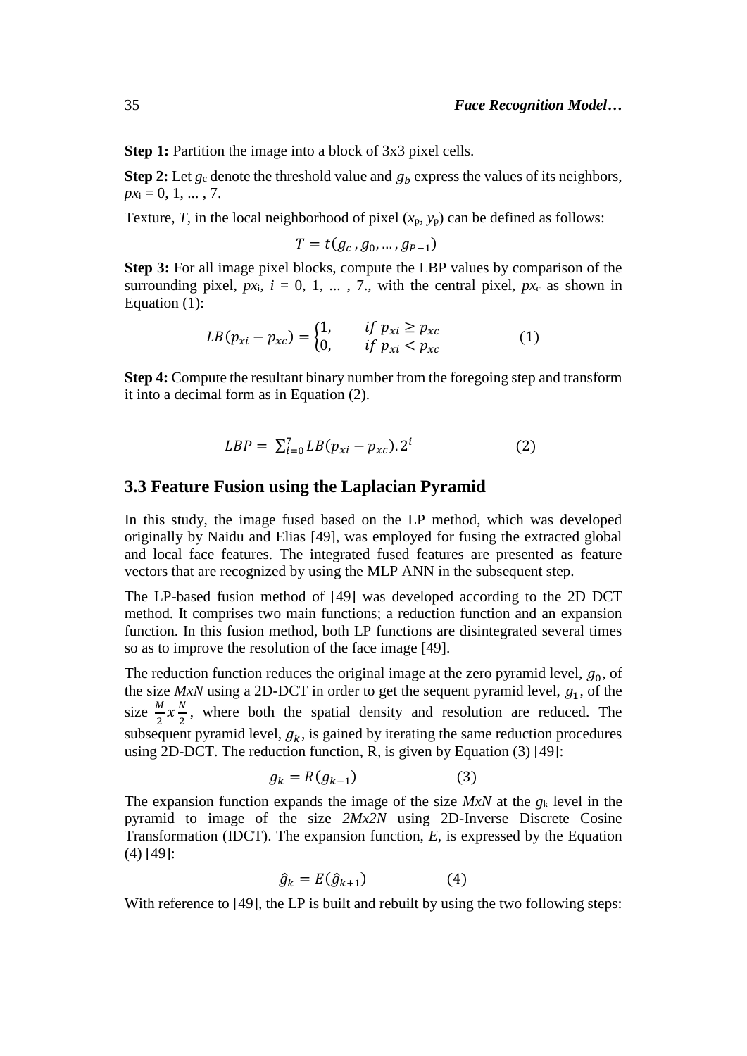**Step 1:** Partition the image into a block of 3x3 pixel cells.

**Step 2:** Let $g_c$ denote the threshold value and $g_b$ express the values of its neighbors, $px_i = 0, 1, ... , 7$.

Texture, $T$, in the local neighborhood of pixel ($x_p$, $y_p$) can be defined as follows:

$$T = t(g_c , g_0, ... , g_{P-1})$$

**Step 3:** For all image pixel blocks, compute the LBP values by comparison of the surrounding pixel, $px_i$, $i = 0, 1, ... , 7$., with the central pixel, $px_c$ as shown in Equation (1):

$$LB(p_{xi} - p_{xc}) = \begin{cases} 1, & if\ p_{xi} \geq p_{xc} \\ 0, & if\ p_{xi} < p_{xc} \end{cases} \tag{1}$$

**Step 4:** Compute the resultant binary number from the foregoing step and transform it into a decimal form as in Equation (2).

$$LBP = \sum_{i=0}^{7} LB(p_{xi} - p_{xc}).2^i \tag{2}$$

## 3.3 Feature Fusion using the Laplacian Pyramid

In this study, the image fused based on the LP method, which was developed originally by Naidu and Elias [49], was employed for fusing the extracted global and local face features. The integrated fused features are presented as feature vectors that are recognized by using the MLP ANN in the subsequent step.

The LP-based fusion method of [49] was developed according to the 2D DCT method. It comprises two main functions; a reduction function and an expansion function. In this fusion method, both LP functions are disintegrated several times so as to improve the resolution of the face image [49].

The reduction function reduces the original image at the zero pyramid level, $g_0$, of the size $MxN$ using a 2D-DCT in order to get the sequent pyramid level, $g_1$, of the size $\frac{M}{2} x \frac{N}{2}$, where both the spatial density and resolution are reduced. The subsequent pyramid level, $g_k$, is gained by iterating the same reduction procedures using 2D-DCT. The reduction function, R, is given by Equation (3) [49]:

$$g_k = R(g_{k-1}) \tag{3}$$

The expansion function expands the image of the size $MxN$ at the $g_k$ level in the pyramid to image of the size $2Mx2N$ using 2D-Inverse Discrete Cosine Transformation (IDCT). The expansion function, $E$, is expressed by the Equation (4) [49]:

$$\hat{g}_k = E(\hat{g}_{k+1}) \tag{4}$$

With reference to [49], the LP is built and rebuilt by using the two following steps: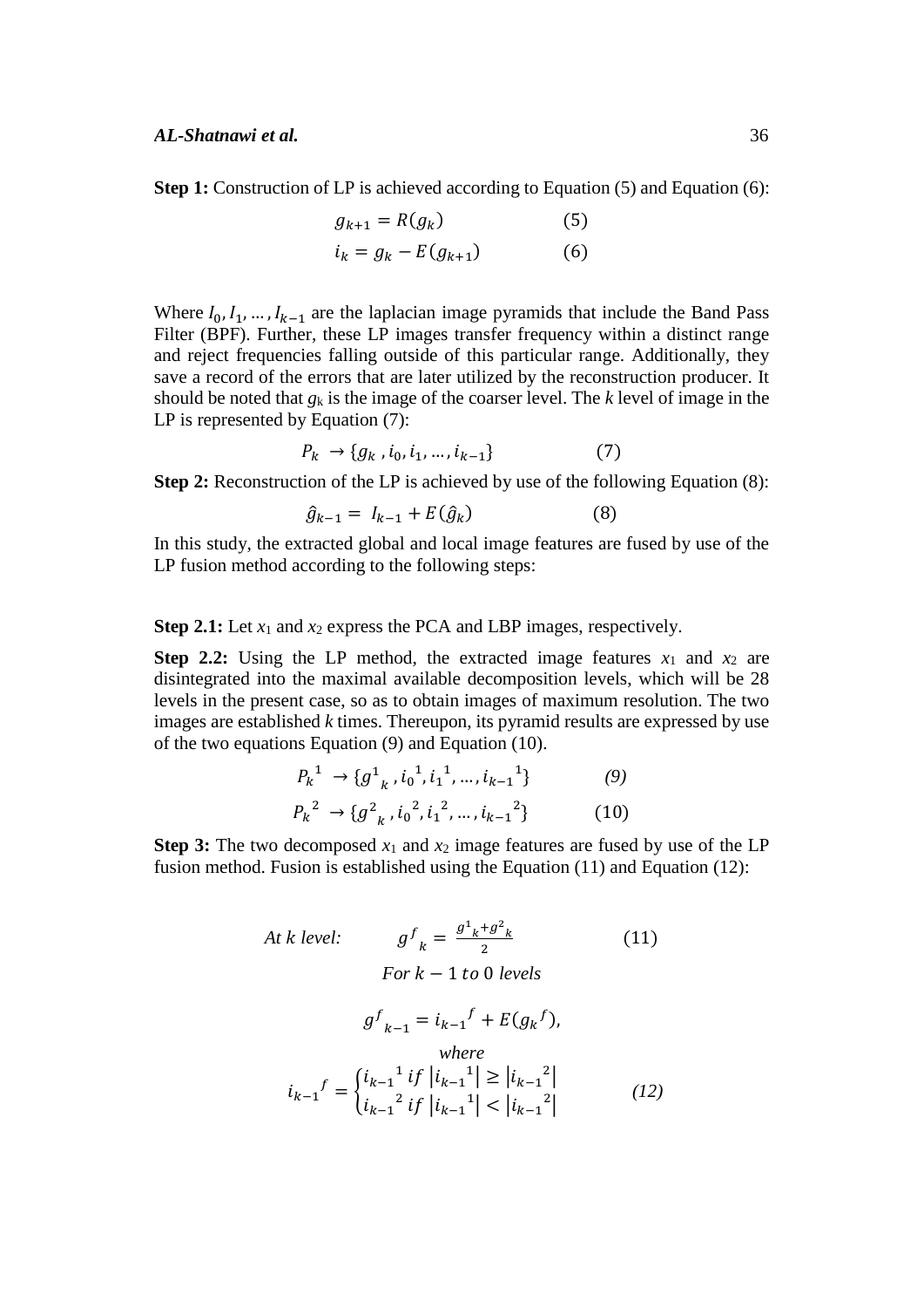**Step 1:** Construction of LP is achieved according to Equation (5) and Equation (6):

$$g_{k+1} = R(g_k) \quad (5)$$

$$i_k = g_k - E(g_{k+1}) \quad (6)$$

Where $I_0, I_1, \ldots, I_{k-1}$ are the laplacian image pyramids that include the Band Pass Filter (BPF). Further, these LP images transfer frequency within a distinct range and reject frequencies falling outside of this particular range. Additionally, they save a record of the errors that are later utilized by the reconstruction producer. It should be noted that $g_k$ is the image of the coarser level. The $k$ level of image in the LP is represented by Equation (7):

$$P_k \rightarrow \{g_k, i_0, i_1, \ldots, i_{k-1}\} \quad (7)$$

**Step 2:** Reconstruction of the LP is achieved by use of the following Equation (8):

$$\hat{g}_{k-1} = I_{k-1} + E(\hat{g}_k) \quad (8)$$

In this study, the extracted global and local image features are fused by use of the LP fusion method according to the following steps:

**Step 2.1:** Let $x_1$ and $x_2$ express the PCA and LBP images, respectively.

**Step 2.2:** Using the LP method, the extracted image features $x_1$ and $x_2$ are disintegrated into the maximal available decomposition levels, which will be 28 levels in the present case, so as to obtain images of maximum resolution. The two images are established $k$ times. Thereupon, its pyramid results are expressed by use of the two equations Equation (9) and Equation (10).

$$P_k{}^1 \rightarrow \{g^1{}_k, i_0{}^1, i_1{}^1, \ldots, i_{k-1}{}^1\} \quad (9)$$

$$P_k{}^2 \rightarrow \{g^2{}_k, i_0{}^2, i_1{}^2, \ldots, i_{k-1}{}^2\} \quad (10)$$

**Step 3:** The two decomposed $x_1$ and $x_2$ image features are fused by use of the LP fusion method. Fusion is established using the Equation (11) and Equation (12):

*At k level:*

$$g^f{}_k = \frac{g^1{}_k + g^2{}_k}{2} \quad (11)$$

*For $k-1$ to $0$ levels*

$$g^f{}_{k-1} = i_{k-1}{}^f + E(g_k{}^f),$$

*where*

$$i_{k-1}{}^f = \begin{cases} i_{k-1}{}^1 \; if \; |i_{k-1}{}^1| \geq |i_{k-1}{}^2| \\ i_{k-1}{}^2 \; if \; |i_{k-1}{}^1| < |i_{k-1}{}^2| \end{cases} \quad (12)$$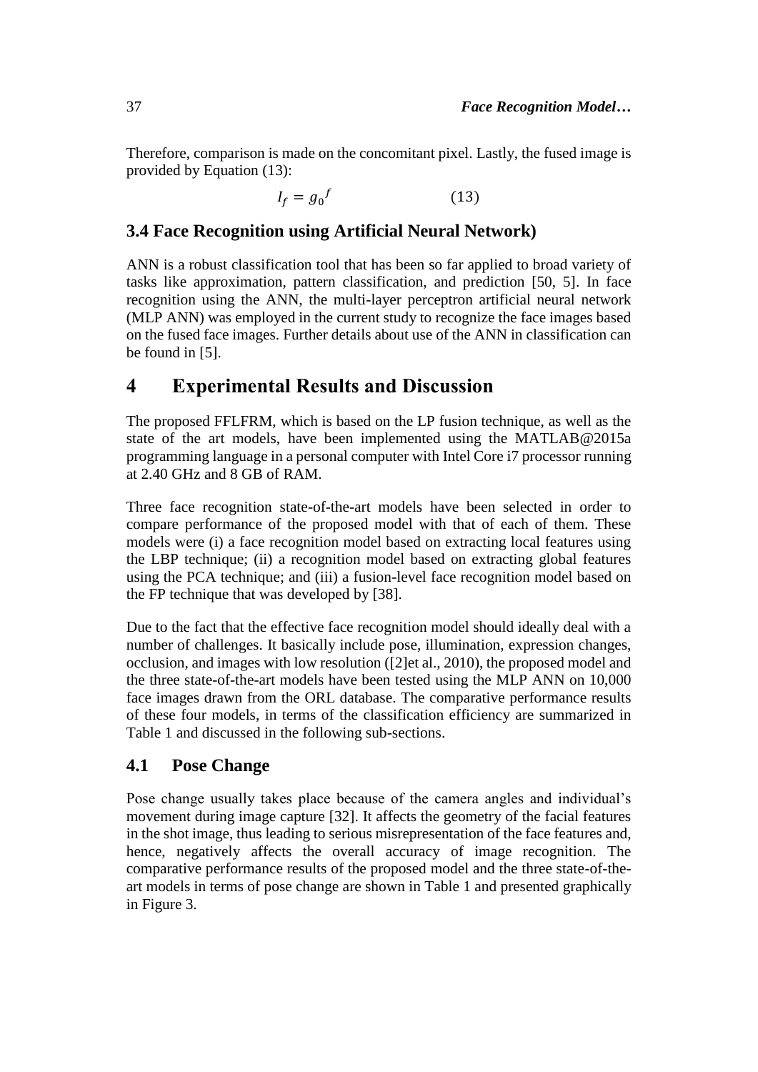Therefore, comparison is made on the concomitant pixel. Lastly, the fused image is provided by Equation (13):

$$I_f = {g_0}^f \qquad (13)$$

### 3.4 Face Recognition using Artificial Neural Network)

ANN is a robust classification tool that has been so far applied to broad variety of tasks like approximation, pattern classification, and prediction [50, 5]. In face recognition using the ANN, the multi-layer perceptron artificial neural network (MLP ANN) was employed in the current study to recognize the face images based on the fused face images. Further details about use of the ANN in classification can be found in [5].

## 4 Experimental Results and Discussion

The proposed FFLFRM, which is based on the LP fusion technique, as well as the state of the art models, have been implemented using the MATLAB@2015a programming language in a personal computer with Intel Core i7 processor running at 2.40 GHz and 8 GB of RAM.

Three face recognition state-of-the-art models have been selected in order to compare performance of the proposed model with that of each of them. These models were (i) a face recognition model based on extracting local features using the LBP technique; (ii) a recognition model based on extracting global features using the PCA technique; and (iii) a fusion-level face recognition model based on the FP technique that was developed by [38].

Due to the fact that the effective face recognition model should ideally deal with a number of challenges. It basically include pose, illumination, expression changes, occlusion, and images with low resolution ([2]et al., 2010), the proposed model and the three state-of-the-art models have been tested using the MLP ANN on 10,000 face images drawn from the ORL database. The comparative performance results of these four models, in terms of the classification efficiency are summarized in Table 1 and discussed in the following sub-sections.

### 4.1 Pose Change

Pose change usually takes place because of the camera angles and individual's movement during image capture [32]. It affects the geometry of the facial features in the shot image, thus leading to serious misrepresentation of the face features and, hence, negatively affects the overall accuracy of image recognition. The comparative performance results of the proposed model and the three state-of-the-art models in terms of pose change are shown in Table 1 and presented graphically in Figure 3.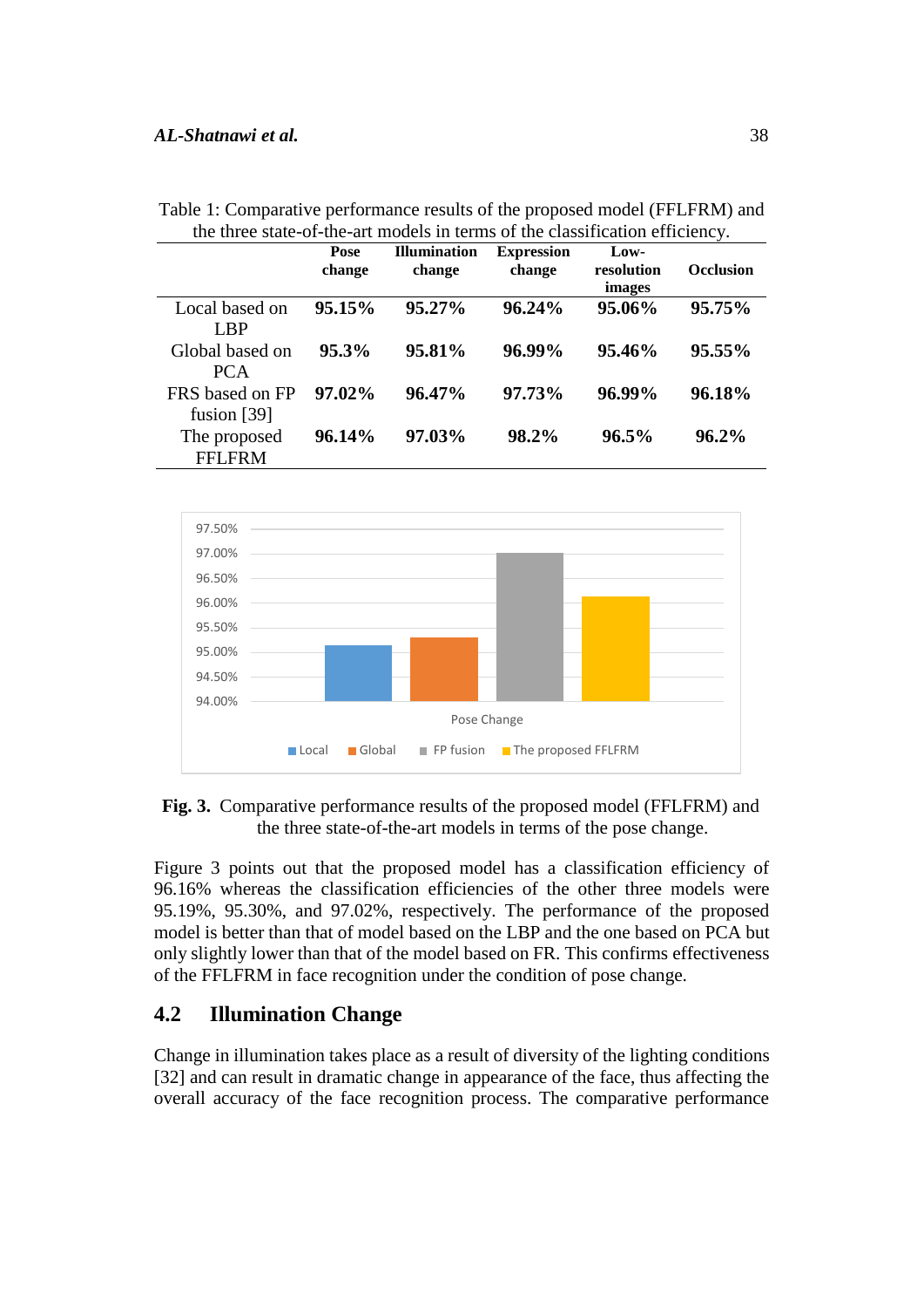Table 1: Comparative performance results of the proposed model (FFLFRM) and the three state-of-the-art models in terms of the classification efficiency.

| | Pose change | Illumination change | Expression change | Low-resolution images | Occlusion |
|---|---|---|---|---|---|
| Local based on LBP | **95.15%** | **95.27%** | **96.24%** | **95.06%** | **95.75%** |
| Global based on PCA | **95.3%** | **95.81%** | **96.99%** | **95.46%** | **95.55%** |
| FRS based on FP fusion [39] | **97.02%** | **96.47%** | **97.73%** | **96.99%** | **96.18%** |
| The proposed FFLFRM | **96.14%** | **97.03%** | **98.2%** | **96.5%** | **96.2%** |

**Fig. 3.** Comparative performance results of the proposed model (FFLFRM) and the three state-of-the-art models in terms of the pose change.

Figure 3 points out that the proposed model has a classification efficiency of 96.16% whereas the classification efficiencies of the other three models were 95.19%, 95.30%, and 97.02%, respectively. The performance of the proposed model is better than that of model based on the LBP and the one based on PCA but only slightly lower than that of the model based on FR. This confirms effectiveness of the FFLFRM in face recognition under the condition of pose change.

## 4.2 Illumination Change

Change in illumination takes place as a result of diversity of the lighting conditions [32] and can result in dramatic change in appearance of the face, thus affecting the overall accuracy of the face recognition process. The comparative performance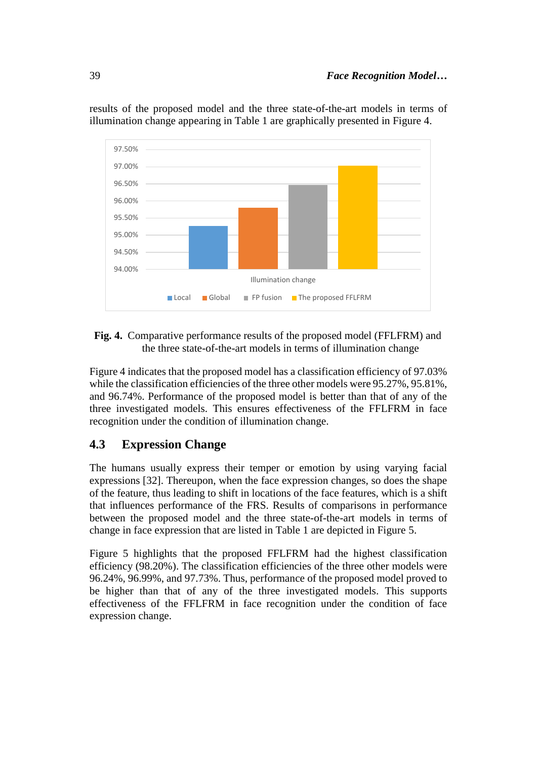results of the proposed model and the three state-of-the-art models in terms of illumination change appearing in Table 1 are graphically presented in Figure 4.

**Fig. 4.** Comparative performance results of the proposed model (FFLFRM) and the three state-of-the-art models in terms of illumination change

Figure 4 indicates that the proposed model has a classification efficiency of 97.03% while the classification efficiencies of the three other models were 95.27%, 95.81%, and 96.74%. Performance of the proposed model is better than that of any of the three investigated models. This ensures effectiveness of the FFLFRM in face recognition under the condition of illumination change.

### 4.3 Expression Change

The humans usually express their temper or emotion by using varying facial expressions [32]. Thereupon, when the face expression changes, so does the shape of the feature, thus leading to shift in locations of the face features, which is a shift that influences performance of the FRS. Results of comparisons in performance between the proposed model and the three state-of-the-art models in terms of change in face expression that are listed in Table 1 are depicted in Figure 5.

Figure 5 highlights that the proposed FFLFRM had the highest classification efficiency (98.20%). The classification efficiencies of the three other models were 96.24%, 96.99%, and 97.73%. Thus, performance of the proposed model proved to be higher than that of any of the three investigated models. This supports effectiveness of the FFLFRM in face recognition under the condition of face expression change.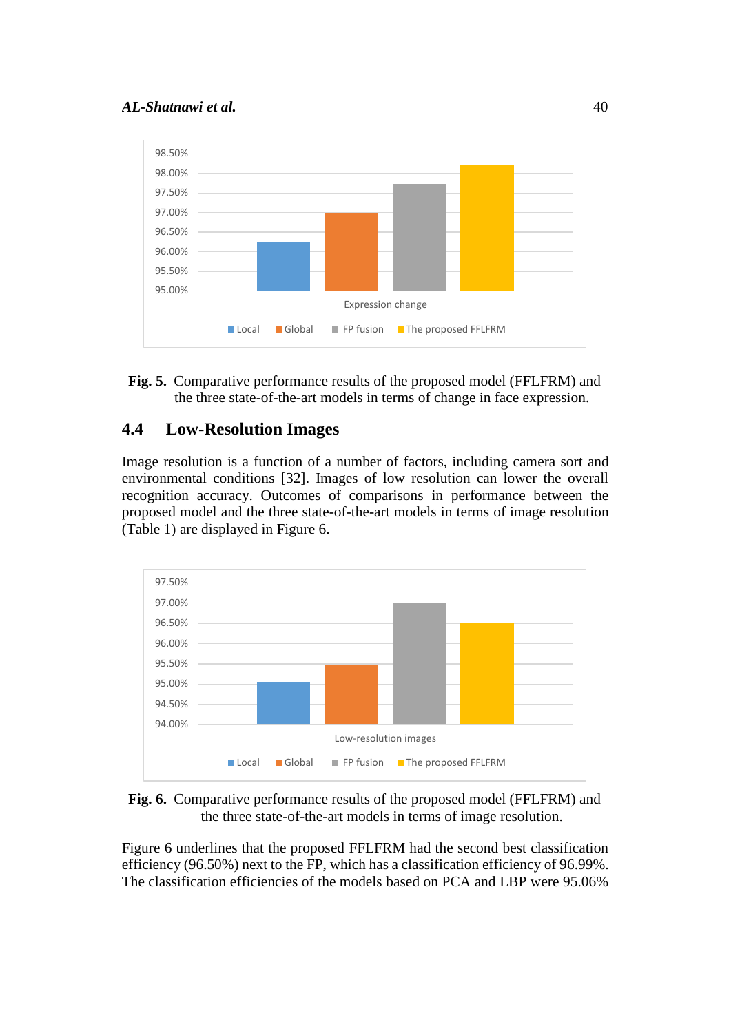Fig. 5. Comparative performance results of the proposed model (FFLFRM) and the three state-of-the-art models in terms of change in face expression.

### 4.4 Low-Resolution Images

Image resolution is a function of a number of factors, including camera sort and environmental conditions [32]. Images of low resolution can lower the overall recognition accuracy. Outcomes of comparisons in performance between the proposed model and the three state-of-the-art models in terms of image resolution (Table 1) are displayed in Figure 6.

Fig. 6. Comparative performance results of the proposed model (FFLFRM) and the three state-of-the-art models in terms of image resolution.

Figure 6 underlines that the proposed FFLFRM had the second best classification efficiency (96.50%) next to the FP, which has a classification efficiency of 96.99%. The classification efficiencies of the models based on PCA and LBP were 95.06%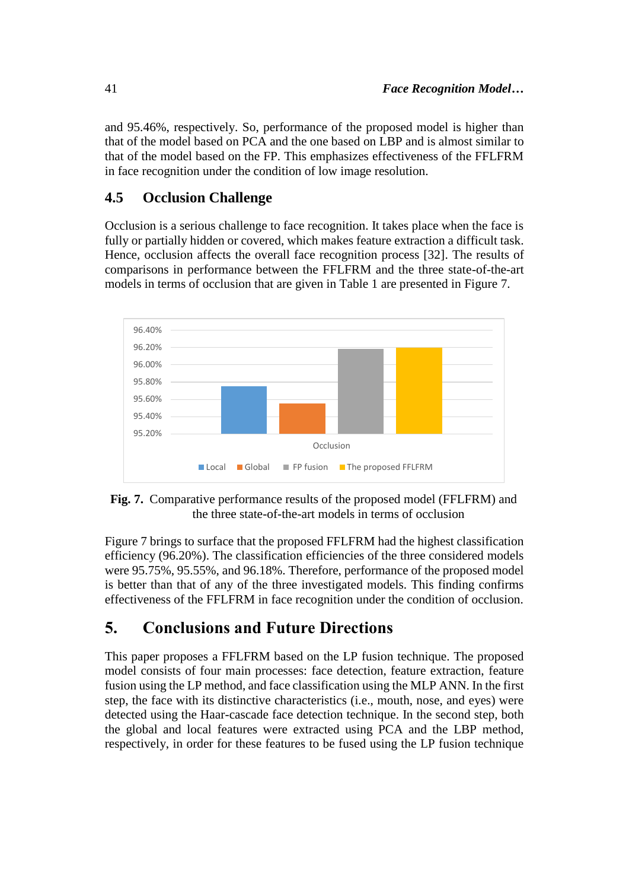and 95.46%, respectively. So, performance of the proposed model is higher than that of the model based on PCA and the one based on LBP and is almost similar to that of the model based on the FP. This emphasizes effectiveness of the FFLFRM in face recognition under the condition of low image resolution.

### 4.5 Occlusion Challenge

Occlusion is a serious challenge to face recognition. It takes place when the face is fully or partially hidden or covered, which makes feature extraction a difficult task. Hence, occlusion affects the overall face recognition process [32]. The results of comparisons in performance between the FFLFRM and the three state-of-the-art models in terms of occlusion that are given in Table 1 are presented in Figure 7.

**Fig. 7.** Comparative performance results of the proposed model (FFLFRM) and the three state-of-the-art models in terms of occlusion

Figure 7 brings to surface that the proposed FFLFRM had the highest classification efficiency (96.20%). The classification efficiencies of the three considered models were 95.75%, 95.55%, and 96.18%. Therefore, performance of the proposed model is better than that of any of the three investigated models. This finding confirms effectiveness of the FFLFRM in face recognition under the condition of occlusion.

## 5. Conclusions and Future Directions

This paper proposes a FFLFRM based on the LP fusion technique. The proposed model consists of four main processes: face detection, feature extraction, feature fusion using the LP method, and face classification using the MLP ANN. In the first step, the face with its distinctive characteristics (i.e., mouth, nose, and eyes) were detected using the Haar-cascade face detection technique. In the second step, both the global and local features were extracted using PCA and the LBP method, respectively, in order for these features to be fused using the LP fusion technique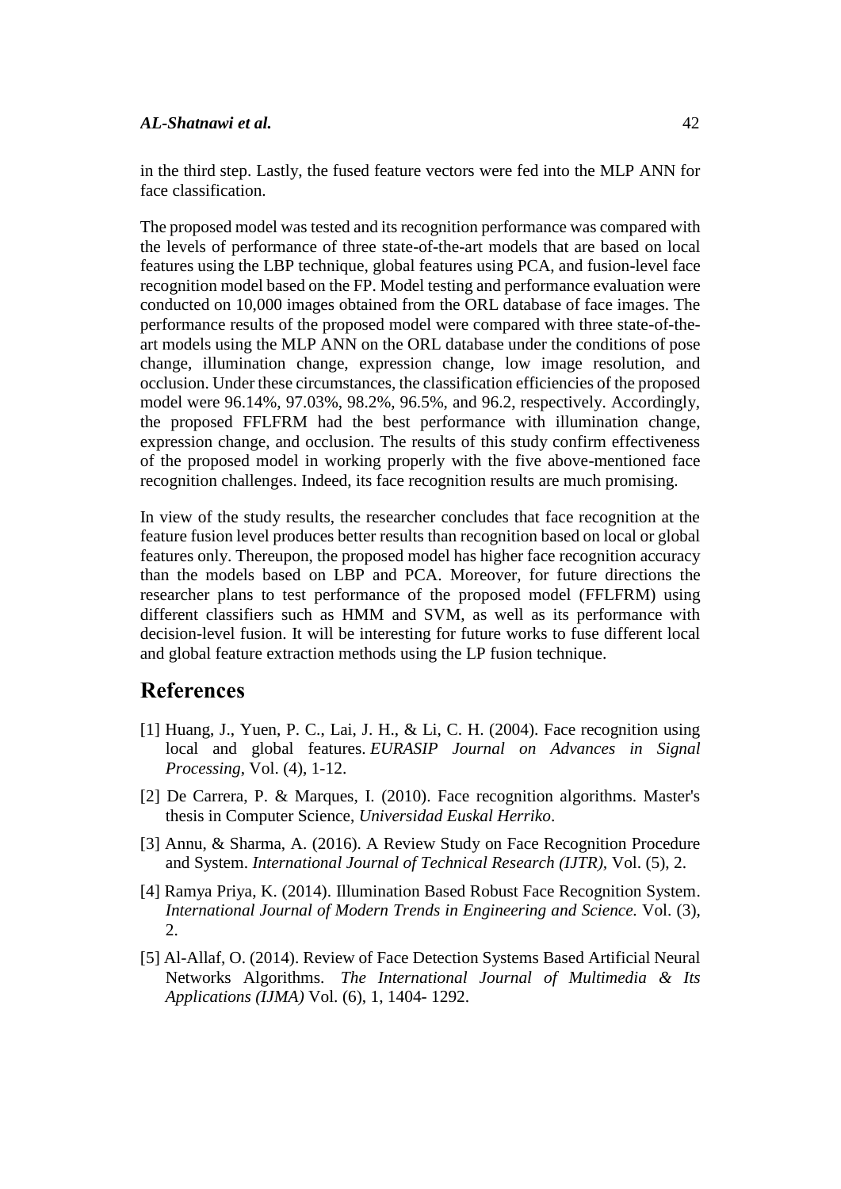in the third step. Lastly, the fused feature vectors were fed into the MLP ANN for face classification.

The proposed model was tested and its recognition performance was compared with the levels of performance of three state-of-the-art models that are based on local features using the LBP technique, global features using PCA, and fusion-level face recognition model based on the FP. Model testing and performance evaluation were conducted on 10,000 images obtained from the ORL database of face images. The performance results of the proposed model were compared with three state-of-the-art models using the MLP ANN on the ORL database under the conditions of pose change, illumination change, expression change, low image resolution, and occlusion. Under these circumstances, the classification efficiencies of the proposed model were 96.14%, 97.03%, 98.2%, 96.5%, and 96.2, respectively. Accordingly, the proposed FFLFRM had the best performance with illumination change, expression change, and occlusion. The results of this study confirm effectiveness of the proposed model in working properly with the five above-mentioned face recognition challenges. Indeed, its face recognition results are much promising.

In view of the study results, the researcher concludes that face recognition at the feature fusion level produces better results than recognition based on local or global features only. Thereupon, the proposed model has higher face recognition accuracy than the models based on LBP and PCA. Moreover, for future directions the researcher plans to test performance of the proposed model (FFLFRM) using different classifiers such as HMM and SVM, as well as its performance with decision-level fusion. It will be interesting for future works to fuse different local and global feature extraction methods using the LP fusion technique.

# References

[1] Huang, J., Yuen, P. C., Lai, J. H., & Li, C. H. (2004). Face recognition using local and global features. *EURASIP Journal on Advances in Signal Processing*, Vol. (4), 1-12.

[2] De Carrera, P. & Marques, I. (2010). Face recognition algorithms. Master's thesis in Computer Science, *Universidad Euskal Herriko*.

[3] Annu, & Sharma, A. (2016). A Review Study on Face Recognition Procedure and System. *International Journal of Technical Research (IJTR),* Vol. (5), 2.

[4] Ramya Priya, K. (2014). Illumination Based Robust Face Recognition System. *International Journal of Modern Trends in Engineering and Science.* Vol. (3), 2.

[5] Al-Allaf, O. (2014). Review of Face Detection Systems Based Artificial Neural Networks Algorithms. *The International Journal of Multimedia & Its Applications (IJMA)* Vol. (6), 1, 1404- 1292.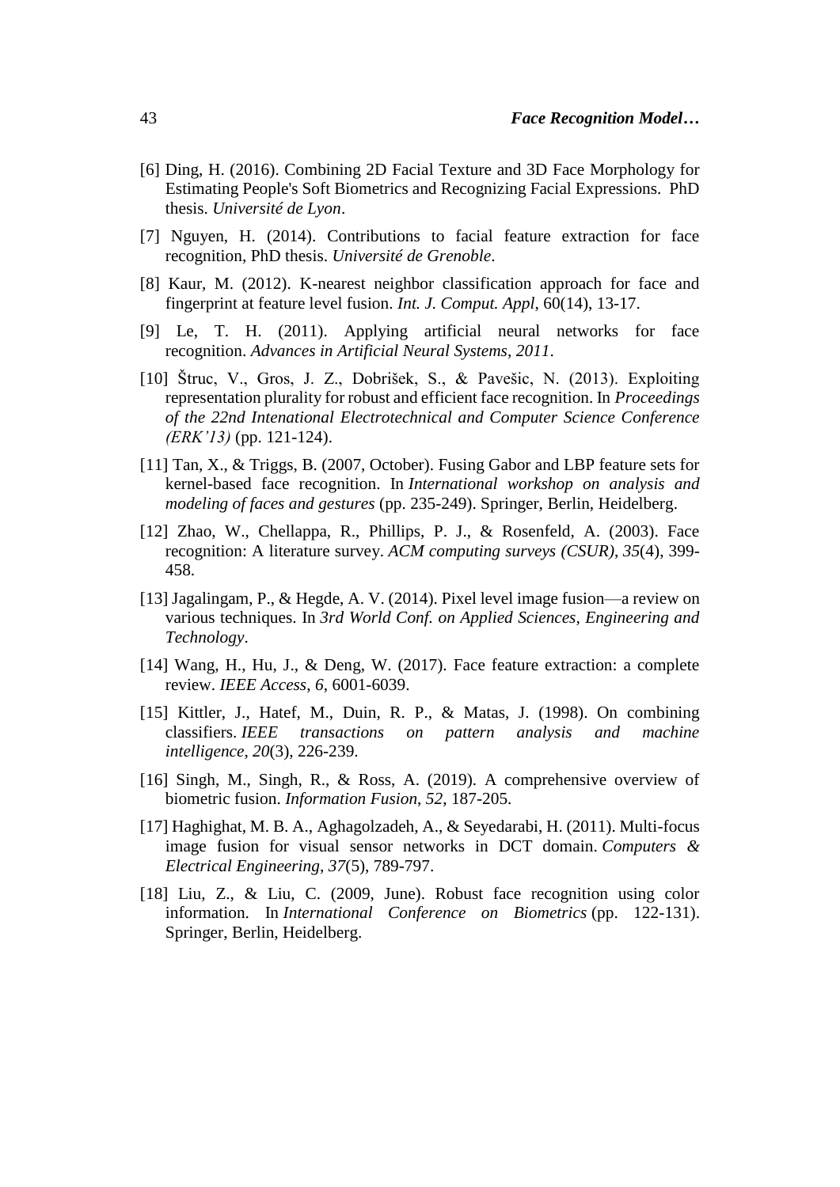[6] Ding, H. (2016). Combining 2D Facial Texture and 3D Face Morphology for Estimating People's Soft Biometrics and Recognizing Facial Expressions. PhD thesis. *Université de Lyon*.

[7] Nguyen, H. (2014). Contributions to facial feature extraction for face recognition, PhD thesis. *Université de Grenoble*.

[8] Kaur, M. (2012). K-nearest neighbor classification approach for face and fingerprint at feature level fusion. *Int. J. Comput. Appl*, 60(14), 13-17.

[9] Le, T. H. (2011). Applying artificial neural networks for face recognition. *Advances in Artificial Neural Systems*, *2011*.

[10] Štruc, V., Gros, J. Z., Dobrišek, S., & Pavešic, N. (2013). Exploiting representation plurality for robust and efficient face recognition. In *Proceedings of the 22nd Intenational Electrotechnical and Computer Science Conference (ERK'13)* (pp. 121-124).

[11] Tan, X., & Triggs, B. (2007, October). Fusing Gabor and LBP feature sets for kernel-based face recognition. In *International workshop on analysis and modeling of faces and gestures* (pp. 235-249). Springer, Berlin, Heidelberg.

[12] Zhao, W., Chellappa, R., Phillips, P. J., & Rosenfeld, A. (2003). Face recognition: A literature survey. *ACM computing surveys (CSUR)*, *35*(4), 399-458.

[13] Jagalingam, P., & Hegde, A. V. (2014). Pixel level image fusion—a review on various techniques. In *3rd World Conf. on Applied Sciences, Engineering and Technology*.

[14] Wang, H., Hu, J., & Deng, W. (2017). Face feature extraction: a complete review. *IEEE Access*, *6*, 6001-6039.

[15] Kittler, J., Hatef, M., Duin, R. P., & Matas, J. (1998). On combining classifiers. *IEEE transactions on pattern analysis and machine intelligence*, *20*(3), 226-239.

[16] Singh, M., Singh, R., & Ross, A. (2019). A comprehensive overview of biometric fusion. *Information Fusion*, *52*, 187-205.

[17] Haghighat, M. B. A., Aghagolzadeh, A., & Seyedarabi, H. (2011). Multi-focus image fusion for visual sensor networks in DCT domain. *Computers & Electrical Engineering*, *37*(5), 789-797.

[18] Liu, Z., & Liu, C. (2009, June). Robust face recognition using color information. In *International Conference on Biometrics* (pp. 122-131). Springer, Berlin, Heidelberg.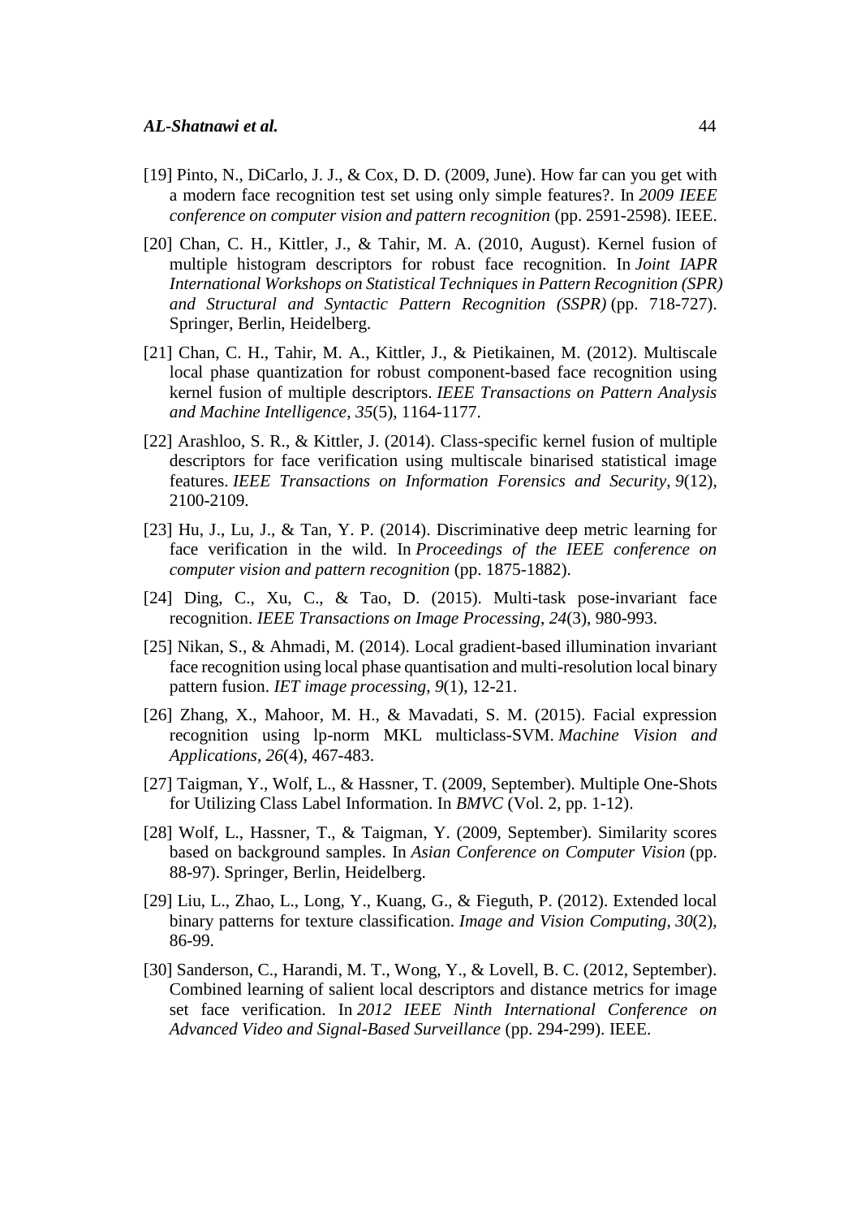[19] Pinto, N., DiCarlo, J. J., & Cox, D. D. (2009, June). How far can you get with a modern face recognition test set using only simple features?. In *2009 IEEE conference on computer vision and pattern recognition* (pp. 2591-2598). IEEE.

[20] Chan, C. H., Kittler, J., & Tahir, M. A. (2010, August). Kernel fusion of multiple histogram descriptors for robust face recognition. In *Joint IAPR International Workshops on Statistical Techniques in Pattern Recognition (SPR) and Structural and Syntactic Pattern Recognition (SSPR)* (pp. 718-727). Springer, Berlin, Heidelberg.

[21] Chan, C. H., Tahir, M. A., Kittler, J., & Pietikainen, M. (2012). Multiscale local phase quantization for robust component-based face recognition using kernel fusion of multiple descriptors. *IEEE Transactions on Pattern Analysis and Machine Intelligence*, *35*(5), 1164-1177.

[22] Arashloo, S. R., & Kittler, J. (2014). Class-specific kernel fusion of multiple descriptors for face verification using multiscale binarised statistical image features. *IEEE Transactions on Information Forensics and Security*, *9*(12), 2100-2109.

[23] Hu, J., Lu, J., & Tan, Y. P. (2014). Discriminative deep metric learning for face verification in the wild. In *Proceedings of the IEEE conference on computer vision and pattern recognition* (pp. 1875-1882).

[24] Ding, C., Xu, C., & Tao, D. (2015). Multi-task pose-invariant face recognition. *IEEE Transactions on Image Processing*, *24*(3), 980-993.

[25] Nikan, S., & Ahmadi, M. (2014). Local gradient-based illumination invariant face recognition using local phase quantisation and multi-resolution local binary pattern fusion. *IET image processing*, *9*(1), 12-21.

[26] Zhang, X., Mahoor, M. H., & Mavadati, S. M. (2015). Facial expression recognition using lp-norm MKL multiclass-SVM. *Machine Vision and Applications*, *26*(4), 467-483.

[27] Taigman, Y., Wolf, L., & Hassner, T. (2009, September). Multiple One-Shots for Utilizing Class Label Information. In *BMVC* (Vol. 2, pp. 1-12).

[28] Wolf, L., Hassner, T., & Taigman, Y. (2009, September). Similarity scores based on background samples. In *Asian Conference on Computer Vision* (pp. 88-97). Springer, Berlin, Heidelberg.

[29] Liu, L., Zhao, L., Long, Y., Kuang, G., & Fieguth, P. (2012). Extended local binary patterns for texture classification. *Image and Vision Computing*, *30*(2), 86-99.

[30] Sanderson, C., Harandi, M. T., Wong, Y., & Lovell, B. C. (2012, September). Combined learning of salient local descriptors and distance metrics for image set face verification. In *2012 IEEE Ninth International Conference on Advanced Video and Signal-Based Surveillance* (pp. 294-299). IEEE.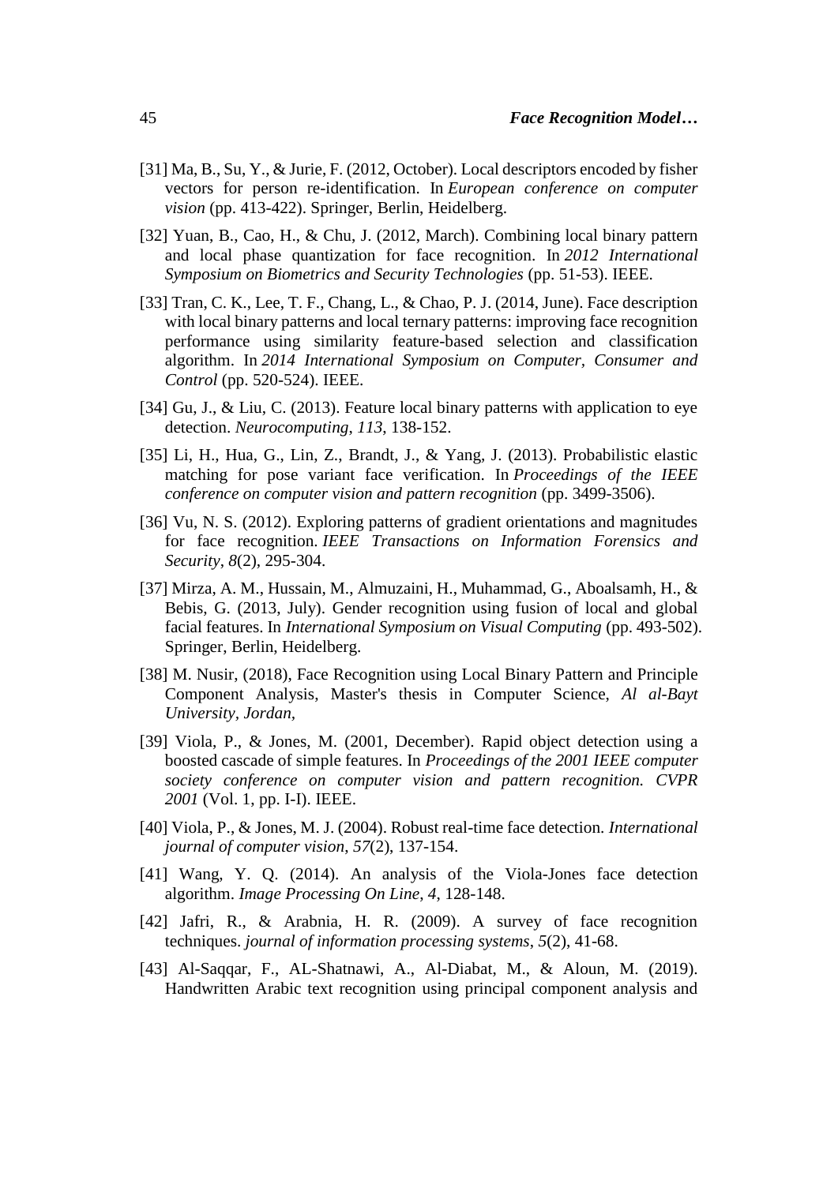[31] Ma, B., Su, Y., & Jurie, F. (2012, October). Local descriptors encoded by fisher vectors for person re-identification. In *European conference on computer vision* (pp. 413-422). Springer, Berlin, Heidelberg.

[32] Yuan, B., Cao, H., & Chu, J. (2012, March). Combining local binary pattern and local phase quantization for face recognition. In *2012 International Symposium on Biometrics and Security Technologies* (pp. 51-53). IEEE.

[33] Tran, C. K., Lee, T. F., Chang, L., & Chao, P. J. (2014, June). Face description with local binary patterns and local ternary patterns: improving face recognition performance using similarity feature-based selection and classification algorithm. In *2014 International Symposium on Computer, Consumer and Control* (pp. 520-524). IEEE.

[34] Gu, J., & Liu, C. (2013). Feature local binary patterns with application to eye detection. *Neurocomputing*, *113*, 138-152.

[35] Li, H., Hua, G., Lin, Z., Brandt, J., & Yang, J. (2013). Probabilistic elastic matching for pose variant face verification. In *Proceedings of the IEEE conference on computer vision and pattern recognition* (pp. 3499-3506).

[36] Vu, N. S. (2012). Exploring patterns of gradient orientations and magnitudes for face recognition. *IEEE Transactions on Information Forensics and Security*, *8*(2), 295-304.

[37] Mirza, A. M., Hussain, M., Almuzaini, H., Muhammad, G., Aboalsamh, H., & Bebis, G. (2013, July). Gender recognition using fusion of local and global facial features. In *International Symposium on Visual Computing* (pp. 493-502). Springer, Berlin, Heidelberg.

[38] M. Nusir, (2018), Face Recognition using Local Binary Pattern and Principle Component Analysis, Master's thesis in Computer Science, *Al al-Bayt University, Jordan,*

[39] Viola, P., & Jones, M. (2001, December). Rapid object detection using a boosted cascade of simple features. In *Proceedings of the 2001 IEEE computer society conference on computer vision and pattern recognition. CVPR 2001* (Vol. 1, pp. I-I). IEEE.

[40] Viola, P., & Jones, M. J. (2004). Robust real-time face detection. *International journal of computer vision*, *57*(2), 137-154.

[41] Wang, Y. Q. (2014). An analysis of the Viola-Jones face detection algorithm. *Image Processing On Line*, *4*, 128-148.

[42] Jafri, R., & Arabnia, H. R. (2009). A survey of face recognition techniques. *journal of information processing systems*, *5*(2), 41-68.

[43] Al-Saqqar, F., AL-Shatnawi, A., Al-Diabat, M., & Aloun, M. (2019). Handwritten Arabic text recognition using principal component analysis and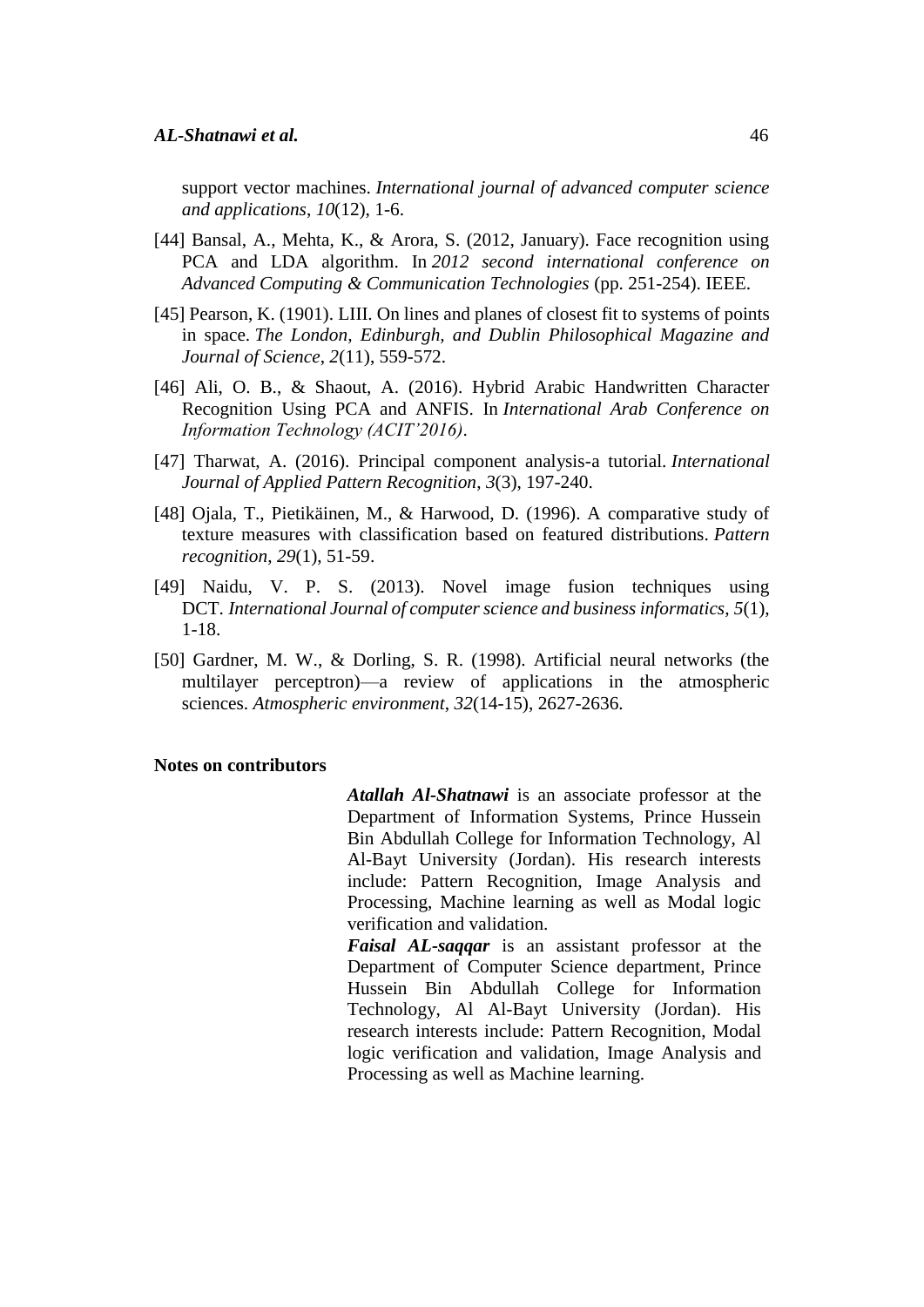support vector machines. *International journal of advanced computer science and applications*, *10*(12), 1-6.

[44] Bansal, A., Mehta, K., & Arora, S. (2012, January). Face recognition using PCA and LDA algorithm. In *2012 second international conference on Advanced Computing & Communication Technologies* (pp. 251-254). IEEE.

[45] Pearson, K. (1901). LIII. On lines and planes of closest fit to systems of points in space. *The London, Edinburgh, and Dublin Philosophical Magazine and Journal of Science*, *2*(11), 559-572.

[46] Ali, O. B., & Shaout, A. (2016). Hybrid Arabic Handwritten Character Recognition Using PCA and ANFIS. In *International Arab Conference on Information Technology (ACIT'2016)*.

[47] Tharwat, A. (2016). Principal component analysis-a tutorial. *International Journal of Applied Pattern Recognition*, *3*(3), 197-240.

[48] Ojala, T., Pietikäinen, M., & Harwood, D. (1996). A comparative study of texture measures with classification based on featured distributions. *Pattern recognition*, *29*(1), 51-59.

[49] Naidu, V. P. S. (2013). Novel image fusion techniques using DCT. *International Journal of computer science and business informatics*, *5*(1), 1-18.

[50] Gardner, M. W., & Dorling, S. R. (1998). Artificial neural networks (the multilayer perceptron)—a review of applications in the atmospheric sciences. *Atmospheric environment*, *32*(14-15), 2627-2636.

**Notes on contributors**

***Atallah Al-Shatnawi*** is an associate professor at the Department of Information Systems, Prince Hussein Bin Abdullah College for Information Technology, Al Al-Bayt University (Jordan). His research interests include: Pattern Recognition, Image Analysis and Processing, Machine learning as well as Modal logic verification and validation.

***Faisal AL-saqqar*** is an assistant professor at the Department of Computer Science department, Prince Hussein Bin Abdullah College for Information Technology, Al Al-Bayt University (Jordan). His research interests include: Pattern Recognition, Modal logic verification and validation, Image Analysis and Processing as well as Machine learning.